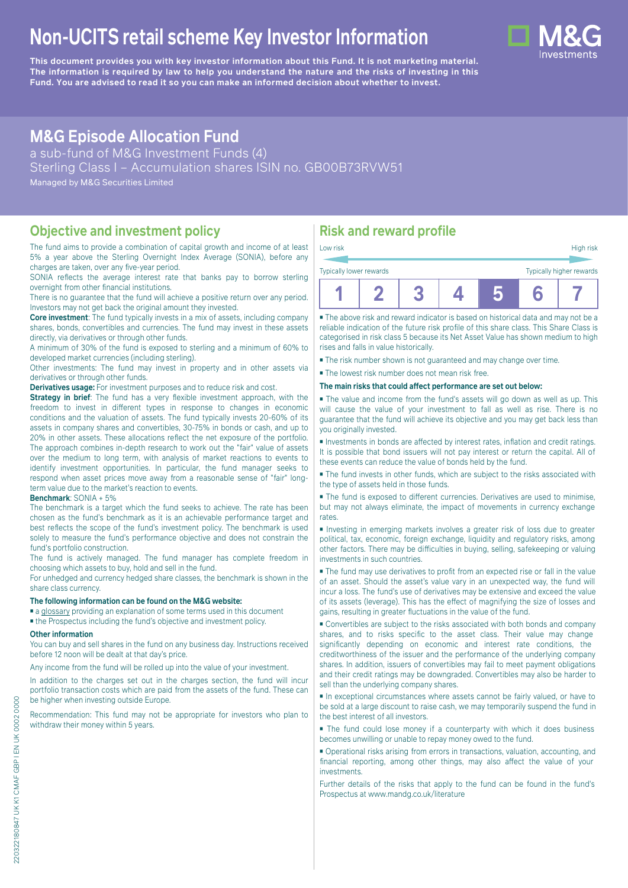# Non-UCITS retail scheme Key Investor Information

**This document provides you with key investor information about this Fund. It is not marketing material. The information is required by law to help you understand the nature and the risks of investing in this Fund. You are advised to read it so you can make an informed decision about whether to invest.**

## M&G Episode Allocation Fund

a sub-fund of M&G Investment Funds (4)

Sterling Class I – Accumulation shares ISIN no. GB00B73RVW51

Managed by M&G Securities Limited

## Objective and investment policy

The fund aims to provide a combination of capital growth and income of at least 5% a year above the Sterling Overnight Index Average (SONIA), before any charges are taken, over any five-year period.

SONIA reflects the average interest rate that banks pay to borrow sterling overnight from other financial institutions.

There is no guarantee that the fund will achieve a positive return over any period. Investors may not get back the original amount they invested.

**Core investment**: The fund typically invests in a mix of assets, including company shares, bonds, convertibles and currencies. The fund may invest in these assets directly, via derivatives or through other funds.

A minimum of 30% of the fund is exposed to sterling and a minimum of 60% to developed market currencies (including sterling).

Other investments: The fund may invest in property and in other assets via derivatives or through other funds.

**Derivatives usage:** For investment purposes and to reduce risk and cost.

**Strategy in brief**: The fund has a very flexible investment approach, with the freedom to invest in different types in response to changes in economic conditions and the valuation of assets. The fund typically invests 20-60% of its assets in company shares and convertibles, 30-75% in bonds or cash, and up to 20% in other assets. These allocations reflect the net exposure of the portfolio. The approach combines in-depth research to work out the "fair" value of assets over the medium to long term, with analysis of market reactions to events to identify investment opportunities. In particular, the fund manager seeks to respond when asset prices move away from a reasonable sense of "fair" long-term value due to the market's reaction to events.

**Benchmark**: SONIA + 5%

The benchmark is a target which the fund seeks to achieve. The rate has been chosen as the fund's benchmark as it is an achievable performance target and best reflects the scope of the fund's investment policy. The benchmark is used solely to measure the fund's performance objective and does not constrain the fund's portfolio construction.

The fund is actively managed. The fund manager has complete freedom in choosing which assets to buy, hold and sell in the fund.

For unhedged and currency hedged share classes, the benchmark is shown in the share class currency.

**The following information can be found on the M&G website:**

- a glossary providing an explanation of some terms used in this document
- the Prospectus including the fund's objective and investment policy.

**Other information**

You can buy and sell shares in the fund on any business day. Instructions received before 12 noon will be dealt at that day's price.

Any income from the fund will be rolled up into the value of your investment.

In addition to the charges set out in the charges section, the fund will incur portfolio transaction costs which are paid from the assets of the fund. These can be higher when investing outside Europe.

Recommendation: This fund may not be appropriate for investors who plan to withdraw their money within 5 years.

## Risk and reward profile

Low risk — High risk

Typically lower rewards — Typically higher rewards

| 1 | 2 | 3 | 4 | **5** | 6 | 7 |
|---|---|---|---|---|---|---|

- The above risk and reward indicator is based on historical data and may not be a reliable indication of the future risk profile of this share class. This Share Class is categorised in risk class 5 because its Net Asset Value has shown medium to high rises and falls in value historically.
- The risk number shown is not guaranteed and may change over time.
- The lowest risk number does not mean risk free.

**The main risks that could affect performance are set out below:**

- The value and income from the fund's assets will go down as well as up. This will cause the value of your investment to fall as well as rise. There is no guarantee that the fund will achieve its objective and you may get back less than you originally invested.
- Investments in bonds are affected by interest rates, inflation and credit ratings. It is possible that bond issuers will not pay interest or return the capital. All of these events can reduce the value of bonds held by the fund.
- The fund invests in other funds, which are subject to the risks associated with the type of assets held in those funds.
- The fund is exposed to different currencies. Derivatives are used to minimise, but may not always eliminate, the impact of movements in currency exchange rates.
- Investing in emerging markets involves a greater risk of loss due to greater political, tax, economic, foreign exchange, liquidity and regulatory risks, among other factors. There may be difficulties in buying, selling, safekeeping or valuing investments in such countries.
- The fund may use derivatives to profit from an expected rise or fall in the value of an asset. Should the asset's value vary in an unexpected way, the fund will incur a loss. The fund's use of derivatives may be extensive and exceed the value of its assets (leverage). This has the effect of magnifying the size of losses and gains, resulting in greater fluctuations in the value of the fund.
- Convertibles are subject to the risks associated with both bonds and company shares, and to risks specific to the asset class. Their value may change significantly depending on economic and interest rate conditions, the creditworthiness of the issuer and the performance of the underlying company shares. In addition, issuers of convertibles may fail to meet payment obligations and their credit ratings may be downgraded. Convertibles may also be harder to sell than the underlying company shares.
- In exceptional circumstances where assets cannot be fairly valued, or have to be sold at a large discount to raise cash, we may temporarily suspend the fund in the best interest of all investors.
- The fund could lose money if a counterparty with which it does business becomes unwilling or unable to repay money owed to the fund.
- Operational risks arising from errors in transactions, valuation, accounting, and financial reporting, among other things, may also affect the value of your investments.

Further details of the risks that apply to the fund can be found in the fund's Prospectus at www.mandg.co.uk/literature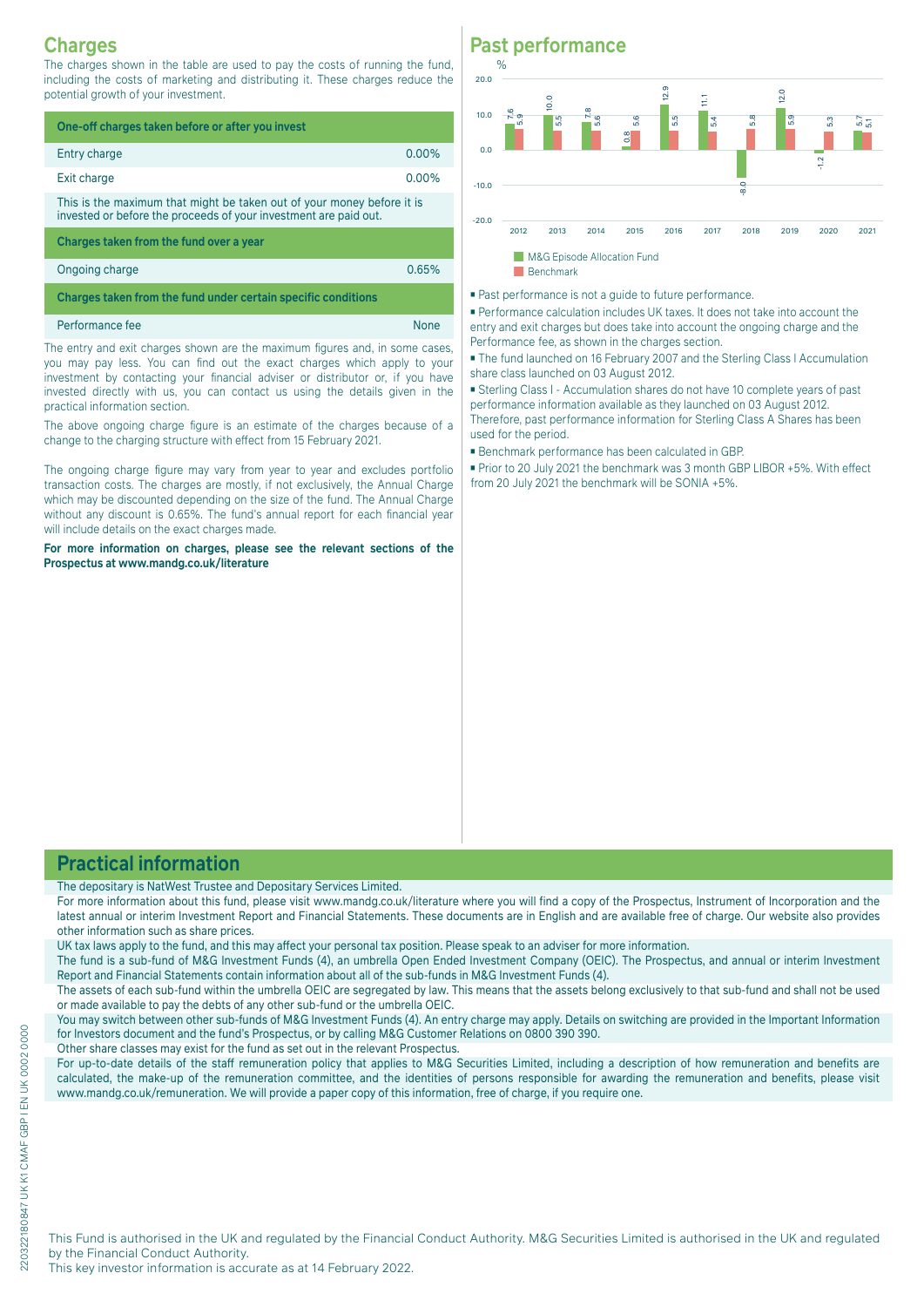## Charges

The charges shown in the table are used to pay the costs of running the fund, including the costs of marketing and distributing it. These charges reduce the potential growth of your investment.

| One-off charges taken before or after you invest | |
|---|---|
| Entry charge | 0.00% |
| Exit charge | 0.00% |
| This is the maximum that might be taken out of your money before it is invested or before the proceeds of your investment are paid out. | |
| **Charges taken from the fund over a year** | |
| Ongoing charge | 0.65% |
| **Charges taken from the fund under certain specific conditions** | |
| Performance fee | None |

The entry and exit charges shown are the maximum figures and, in some cases, you may pay less. You can find out the exact charges which apply to your investment by contacting your financial adviser or distributor or, if you have invested directly with us, you can contact us using the details given in the practical information section.

The above ongoing charge figure is an estimate of the charges because of a change to the charging structure with effect from 15 February 2021.

The ongoing charge figure may vary from year to year and excludes portfolio transaction costs. The charges are mostly, if not exclusively, the Annual Charge which may be discounted depending on the size of the fund. The Annual Charge without any discount is 0.65%. The fund's annual report for each financial year will include details on the exact charges made.

**For more information on charges, please see the relevant sections of the Prospectus at www.mandg.co.uk/literature**

## Past performance

%

20.0
10.0
0.0
-10.0
-20.0

2012: 7.6, 5.9
2013: 10.0, 5.5
2014: 7.8, 5.6
2015: 0.8, 5.6
2016: 12.9, 5.5
2017: 11.1, 5.4
2018: -8.0, 5.8
2019: 12.0, 5.9
2020: -1.2, 5.3
2021: 5.7, 5.1

M&G Episode Allocation Fund
Benchmark

- Past performance is not a guide to future performance.
- Performance calculation includes UK taxes. It does not take into account the entry and exit charges but does take into account the ongoing charge and the Performance fee, as shown in the charges section.
- The fund launched on 16 February 2007 and the Sterling Class I Accumulation share class launched on 03 August 2012.
- Sterling Class I - Accumulation shares do not have 10 complete years of past performance information available as they launched on 03 August 2012. Therefore, past performance information for Sterling Class A Shares has been used for the period.
- Benchmark performance has been calculated in GBP.
- Prior to 20 July 2021 the benchmark was 3 month GBP LIBOR +5%. With effect from 20 July 2021 the benchmark will be SONIA +5%.

## Practical information

The depositary is NatWest Trustee and Depositary Services Limited.

For more information about this fund, please visit www.mandg.co.uk/literature where you will find a copy of the Prospectus, Instrument of Incorporation and the latest annual or interim Investment Report and Financial Statements. These documents are in English and are available free of charge. Our website also provides other information such as share prices.

UK tax laws apply to the fund, and this may affect your personal tax position. Please speak to an adviser for more information.

The fund is a sub-fund of M&G Investment Funds (4), an umbrella Open Ended Investment Company (OEIC). The Prospectus, and annual or interim Investment Report and Financial Statements contain information about all of the sub-funds in M&G Investment Funds (4).

The assets of each sub-fund within the umbrella OEIC are segregated by law. This means that the assets belong exclusively to that sub-fund and shall not be used or made available to pay the debts of any other sub-fund or the umbrella OEIC.

You may switch between other sub-funds of M&G Investment Funds (4). An entry charge may apply. Details on switching are provided in the Important Information for Investors document and the fund's Prospectus, or by calling M&G Customer Relations on 0800 390 390.

Other share classes may exist for the fund as set out in the relevant Prospectus.

For up-to-date details of the staff remuneration policy that applies to M&G Securities Limited, including a description of how remuneration and benefits are calculated, the make-up of the remuneration committee, and the identities of persons responsible for awarding the remuneration and benefits, please visit www.mandg.co.uk/remuneration. We will provide a paper copy of this information, free of charge, if you require one.

This Fund is authorised in the UK and regulated by the Financial Conduct Authority. M&G Securities Limited is authorised in the UK and regulated by the Financial Conduct Authority.
This key investor information is accurate as at 14 February 2022.